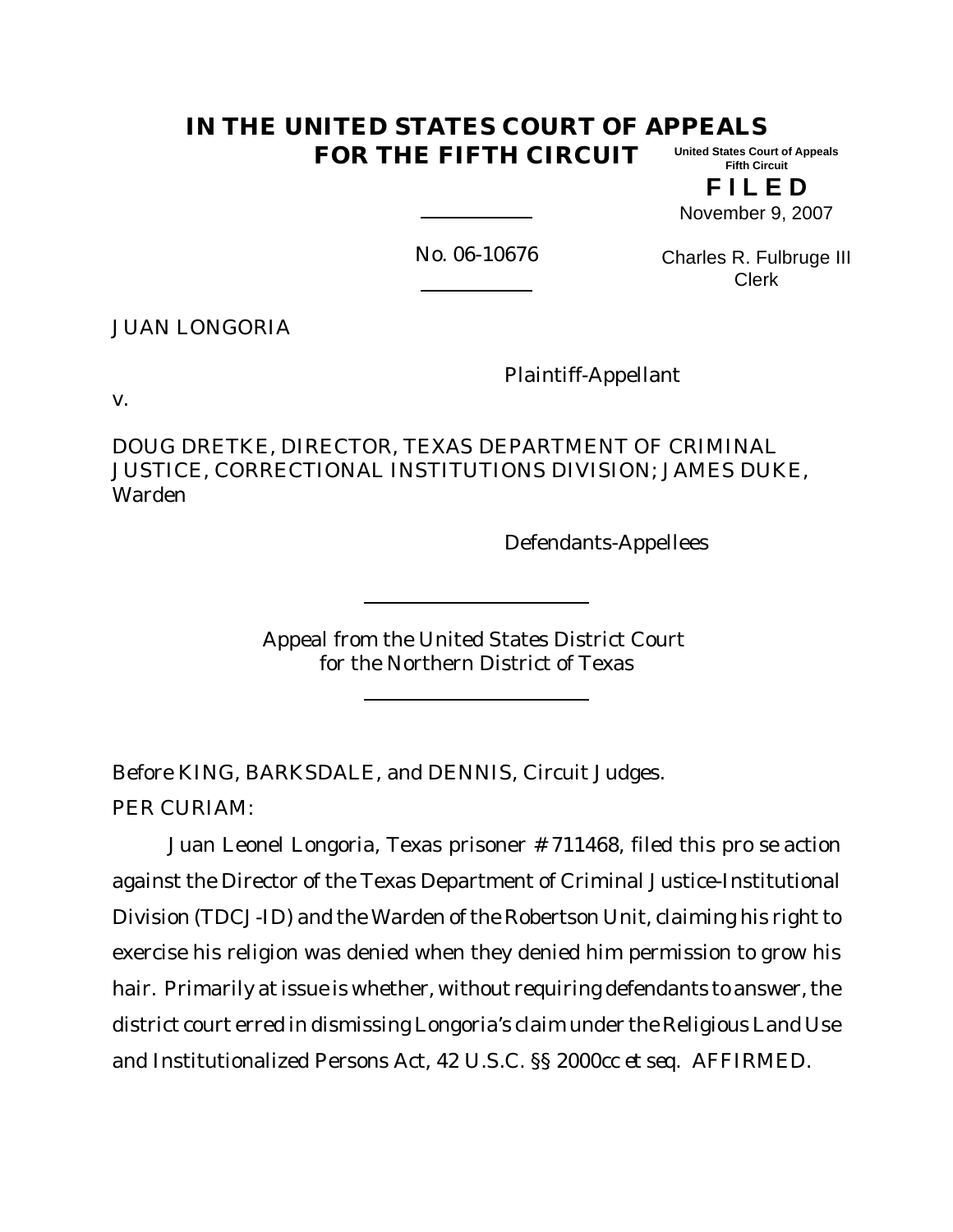# IN THE UNITED STATES COURT OF APPEALS FOR THE FIFTH CIRCUIT

United States Court of Appeals
Fifth Circuit

**F I L E D**

November 9, 2007

Charles R. Fulbruge III
Clerk

No. 06-10676

JUAN LONGORIA

Plaintiff-Appellant

v.

DOUG DRETKE, DIRECTOR, TEXAS DEPARTMENT OF CRIMINAL JUSTICE, CORRECTIONAL INSTITUTIONS DIVISION; JAMES DUKE, Warden

Defendants-Appellees

Appeal from the United States District Court
for the Northern District of Texas

Before KING, BARKSDALE, and DENNIS, Circuit Judges.

PER CURIAM:

Juan Leonel Longoria, Texas prisoner # 711468, filed this pro se action against the Director of the Texas Department of Criminal Justice-Institutional Division (TDCJ-ID) and the Warden of the Robertson Unit, claiming his right to exercise his religion was denied when they denied him permission to grow his hair. Primarily at issue is whether, without requiring defendants to answer, the district court erred in dismissing Longoria's claim under the Religious Land Use and Institutionalized Persons Act, 42 U.S.C. §§ 2000cc *et seq.* AFFIRMED.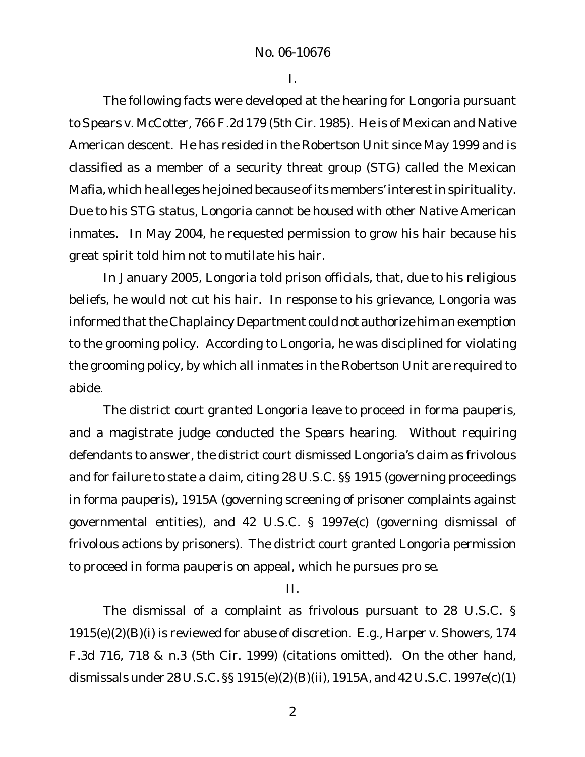I.

The following facts were developed at the hearing for Longoria pursuant to *Spears v. McCotter*, 766 F.2d 179 (5th Cir. 1985). He is of Mexican and Native American descent. He has resided in the Robertson Unit since May 1999 and is classified as a member of a security threat group (STG) called the Mexican Mafia, which he alleges he joined because of its members' interest in spirituality. Due to his STG status, Longoria cannot be housed with other Native American inmates. In May 2004, he requested permission to grow his hair because his great spirit told him not to mutilate his hair.

In January 2005, Longoria told prison officials, that, due to his religious beliefs, he would not cut his hair. In response to his grievance, Longoria was informed that the Chaplaincy Department could not authorize him an exemption to the grooming policy. According to Longoria, he was disciplined for violating the grooming policy, by which all inmates in the Robertson Unit are required to abide.

The district court granted Longoria leave to proceed *in forma pauperis*, and a magistrate judge conducted the *Spears* hearing. Without requiring defendants to answer, the district court dismissed Longoria's claim as frivolous and for failure to state a claim, citing 28 U.S.C. §§ 1915 (governing proceedings *in forma pauperis*), 1915A (governing screening of prisoner complaints against governmental entities), and 42 U.S.C. § 1997e(c) (governing dismissal of frivolous actions by prisoners). The district court granted Longoria permission to proceed *in forma pauperis* on appeal, which he pursues *pro se*.

II.

The dismissal of a complaint as frivolous pursuant to 28 U.S.C. § 1915(e)(2)(B)(i) is reviewed for abuse of discretion. *E.g.*, *Harper v. Showers*, 174 F.3d 716, 718 & n.3 (5th Cir. 1999) (citations omitted). On the other hand, dismissals under 28 U.S.C. §§ 1915(e)(2)(B)(ii), 1915A, and 42 U.S.C. 1997e(c)(1)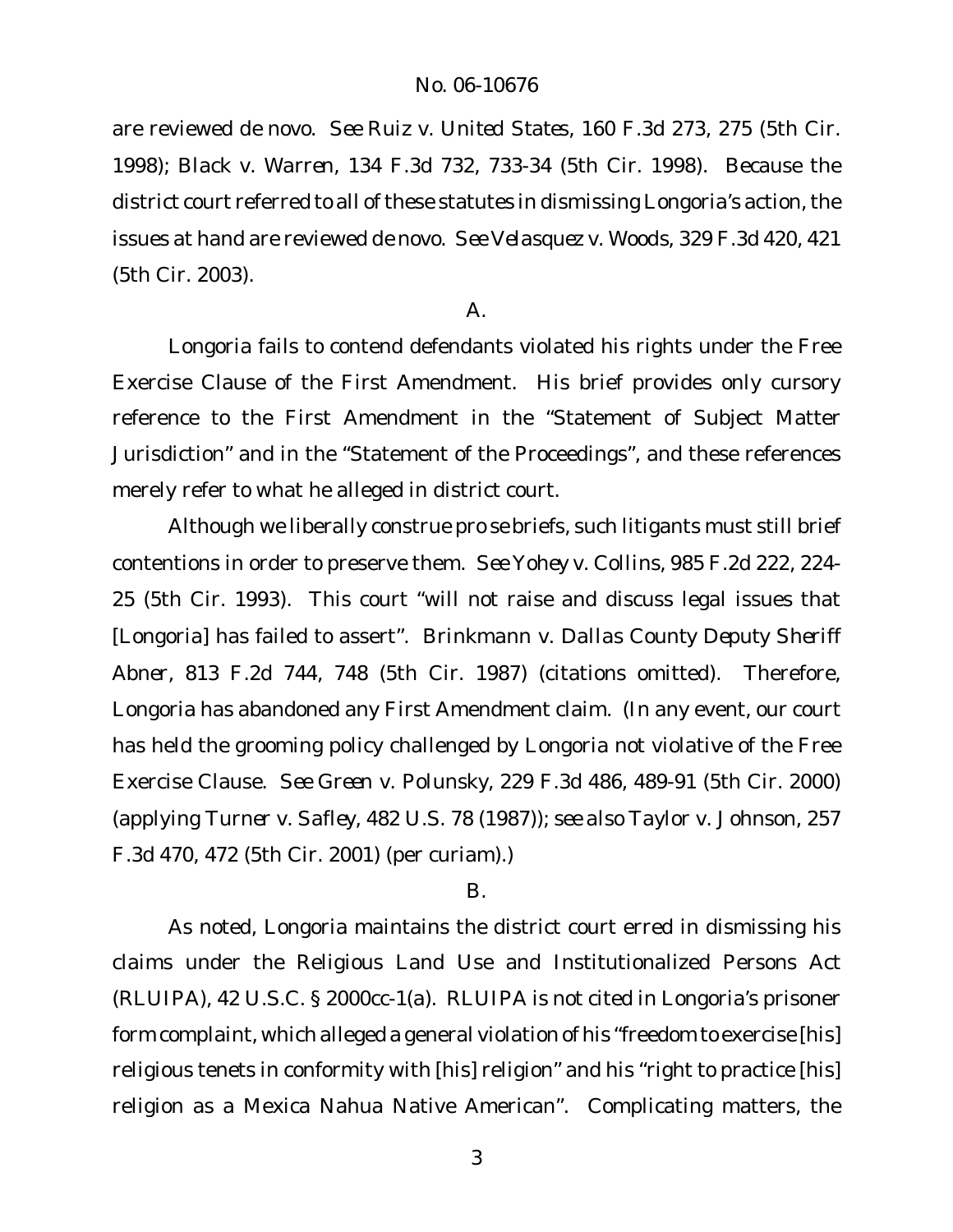are reviewed de novo. *See Ruiz v. United States*, 160 F.3d 273, 275 (5th Cir. 1998); *Black v. Warren*, 134 F.3d 732, 733-34 (5th Cir. 1998). Because the district court referred to all of these statutes in dismissing Longoria's action, the issues at hand are reviewed de novo. *See Velasquez v. Woods*, 329 F.3d 420, 421 (5th Cir. 2003).

A.

Longoria fails to contend defendants violated his rights under the Free Exercise Clause of the First Amendment. His brief provides only cursory reference to the First Amendment in the "Statement of Subject Matter Jurisdiction" and in the "Statement of the Proceedings", and these references merely refer to what he alleged in district court.

Although we liberally construe pro se briefs, such litigants must still brief contentions in order to preserve them. *See Yohey v. Collins*, 985 F.2d 222, 224-25 (5th Cir. 1993). This court "will not raise and discuss legal issues that [Longoria] has failed to assert". *Brinkmann v. Dallas County Deputy Sheriff Abner*, 813 F.2d 744, 748 (5th Cir. 1987) (citations omitted). Therefore, Longoria has abandoned any First Amendment claim. (In any event, our court has held the grooming policy challenged by Longoria not violative of the Free Exercise Clause. *See Green v. Polunsky*, 229 F.3d 486, 489-91 (5th Cir. 2000) (applying *Turner v. Safley*, 482 U.S. 78 (1987)); *see also Taylor v. Johnson*, 257 F.3d 470, 472 (5th Cir. 2001) (per curiam).)

B.

As noted, Longoria maintains the district court erred in dismissing his claims under the Religious Land Use and Institutionalized Persons Act (RLUIPA), 42 U.S.C. § 2000cc-1(a). RLUIPA is not cited in Longoria's prisoner form complaint, which alleged a general violation of his "freedom to exercise [his] religious tenets in conformity with [his] religion" and his "right to practice [his] religion as a Mexica Nahua Native American". Complicating matters, the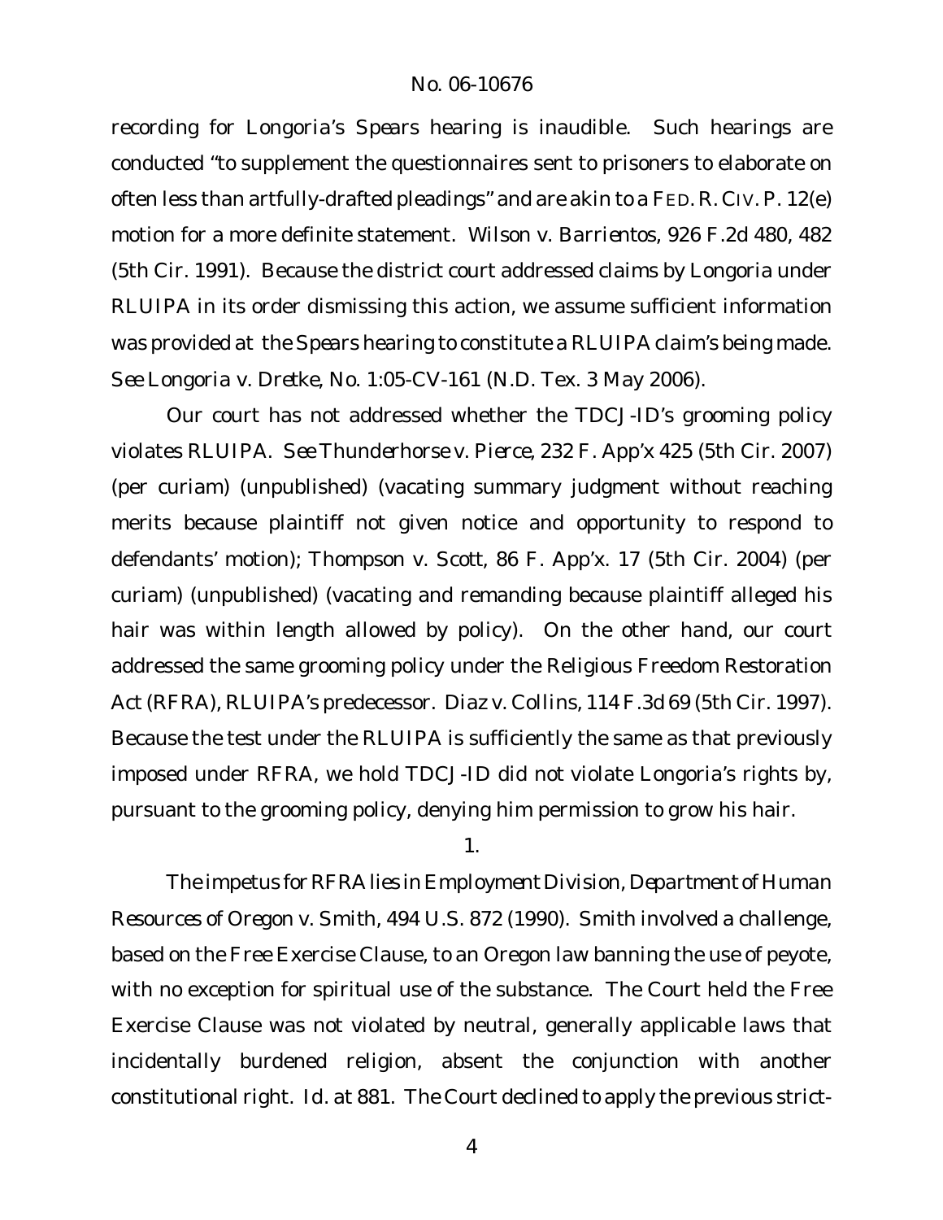recording for Longoria's *Spears* hearing is inaudible. Such hearings are conducted "to supplement the questionnaires sent to prisoners to elaborate on often less than artfully-drafted pleadings" and are akin to a FED. R. CIV. P. 12(e) motion for a more definite statement. *Wilson v. Barrientos*, 926 F.2d 480, 482 (5th Cir. 1991). Because the district court addressed claims by Longoria under RLUIPA in its order dismissing this action, we assume sufficient information was provided at the *Spears* hearing to constitute a RLUIPA claim's being made. *See Longoria v. Dretke*, No. 1:05-CV-161 (N.D. Tex. 3 May 2006).

Our court has not addressed whether the TDCJ-ID's grooming policy violates RLUIPA. *See Thunderhorse v. Pierce*, 232 F. App'x 425 (5th Cir. 2007) (per curiam) (unpublished) (vacating summary judgment without reaching merits because plaintiff not given notice and opportunity to respond to defendants' motion); *Thompson v. Scott*, 86 F. App'x. 17 (5th Cir. 2004) (per curiam) (unpublished) (vacating and remanding because plaintiff alleged his hair was within length allowed by policy). On the other hand, our court addressed the same grooming policy under the Religious Freedom Restoration Act (RFRA), RLUIPA's predecessor. *Diaz v. Collins*, 114 F.3d 69 (5th Cir. 1997). Because the test under the RLUIPA is sufficiently the same as that previously imposed under RFRA, we hold TDCJ-ID did not violate Longoria's rights by, pursuant to the grooming policy, denying him permission to grow his hair.

1.

The impetus for RFRA lies in *Employment Division, Department of Human Resources of Oregon v. Smith*, 494 U.S. 872 (1990). *Smith* involved a challenge, based on the Free Exercise Clause, to an Oregon law banning the use of peyote, with no exception for spiritual use of the substance. The Court held the Free Exercise Clause was not violated by neutral, generally applicable laws that incidentally burdened religion, absent the conjunction with another constitutional right. *Id.* at 881. The Court declined to apply the previous strict-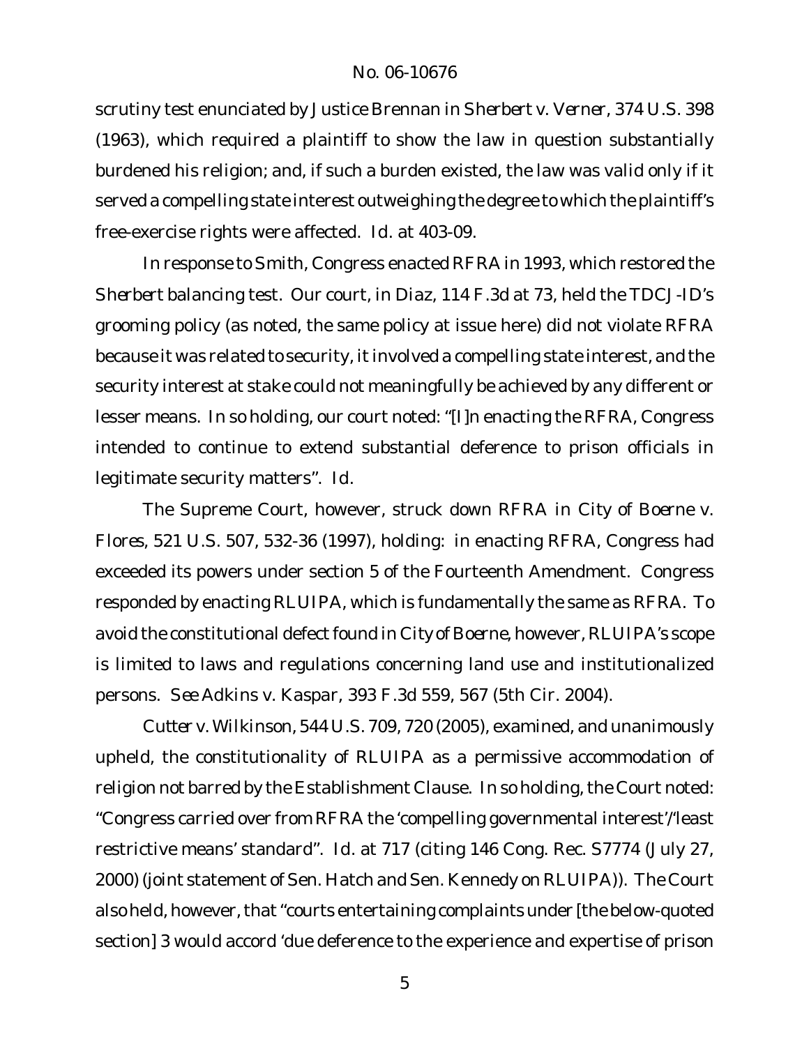scrutiny test enunciated by Justice Brennan in *Sherbert v. Verner*, 374 U.S. 398 (1963), which required a plaintiff to show the law in question substantially burdened his religion; and, if such a burden existed, the law was valid only if it served a compelling state interest outweighing the degree to which the plaintiff's free-exercise rights were affected. *Id.* at 403-09.

In response to *Smith*, Congress enacted RFRA in 1993, which restored the *Sherbert* balancing test. Our court, in *Diaz*, 114 F.3d at 73, held the TDCJ-ID's grooming policy (as noted, the same policy at issue here) did not violate RFRA because it was related to security, it involved a compelling state interest, and the security interest at stake could not meaningfully be achieved by any different or lesser means. In so holding, our court noted: "[I]n enacting the RFRA, Congress intended to continue to extend substantial deference to prison officials in legitimate security matters". *Id.*

The Supreme Court, however, struck down RFRA in *City of Boerne v. Flores*, 521 U.S. 507, 532-36 (1997), holding: in enacting RFRA, Congress had exceeded its powers under section 5 of the Fourteenth Amendment. Congress responded by enacting RLUIPA, which is fundamentally the same as RFRA. To avoid the constitutional defect found in *City of Boerne*, however, RLUIPA's scope is limited to laws and regulations concerning land use and institutionalized persons. *See Adkins v. Kaspar*, 393 F.3d 559, 567 (5th Cir. 2004).

*Cutter v. Wilkinson*, 544 U.S. 709, 720 (2005), examined, and unanimously upheld, the constitutionality of RLUIPA as a permissive accommodation of religion not barred by the Establishment Clause. In so holding, the Court noted: "Congress carried over from RFRA the 'compelling governmental interest'/'least restrictive means' standard". *Id.* at 717 (citing 146 Cong. Rec. S7774 (July 27, 2000) (joint statement of Sen. Hatch and Sen. Kennedy on RLUIPA)). The Court also held, however, that "courts entertaining complaints under [the below-quoted section] 3 would accord 'due deference to the experience and expertise of prison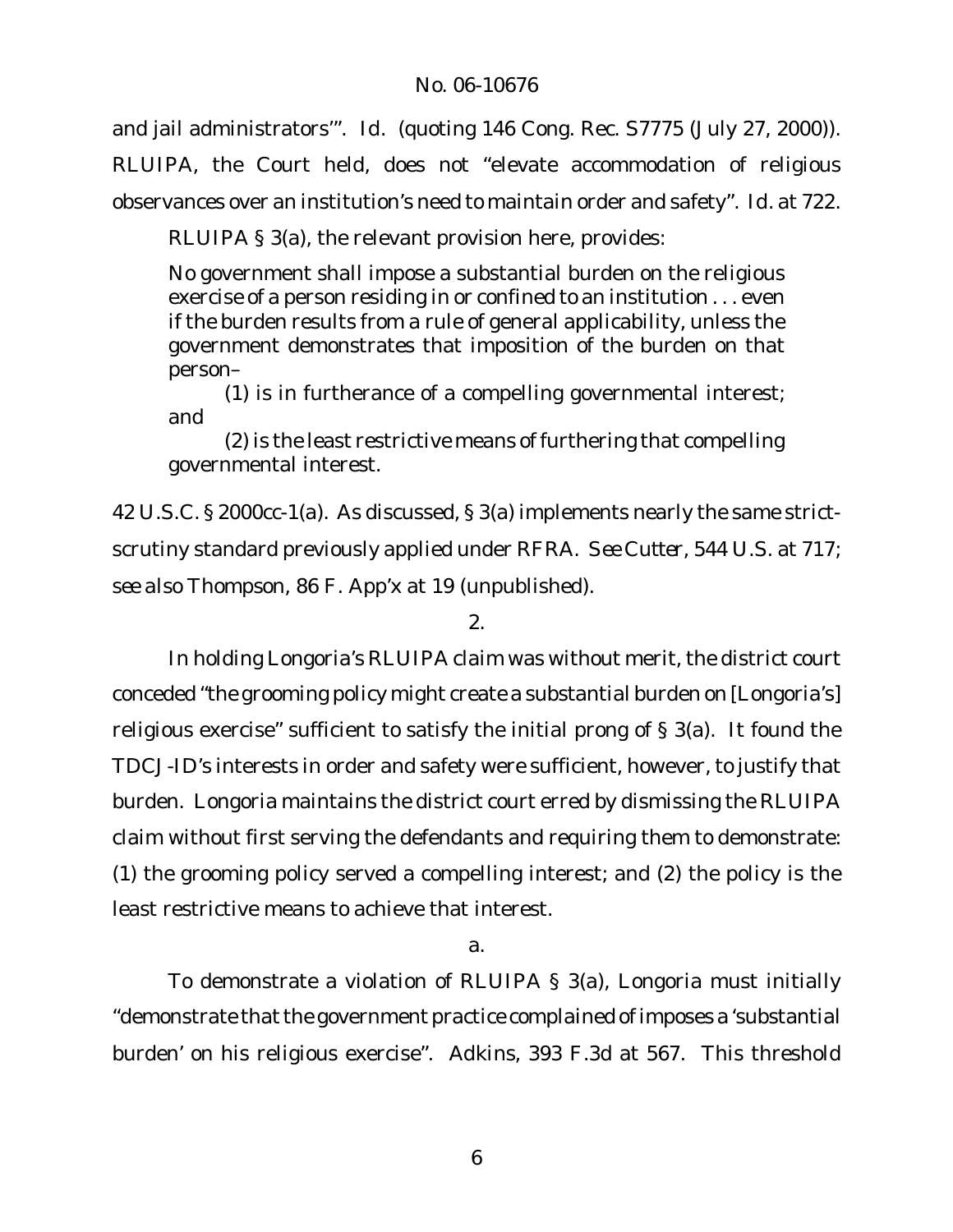and jail administrators'". *Id.* (quoting 146 Cong. Rec. S7775 (July 27, 2000)). RLUIPA, the Court held, does not "elevate accommodation of religious observances over an institution's need to maintain order and safety". *Id.* at 722.

RLUIPA § 3(a), the relevant provision here, provides:

> No government shall impose a substantial burden on the religious exercise of a person residing in or confined to an institution . . . even if the burden results from a rule of general applicability, unless the government demonstrates that imposition of the burden on that person–
>
> (1) is in furtherance of a compelling governmental interest; and
>
> (2) is the least restrictive means of furthering that compelling governmental interest.

42 U.S.C. § 2000cc-1(a). As discussed, § 3(a) implements nearly the same strict-scrutiny standard previously applied under RFRA. *See Cutter*, 544 U.S. at 717; *see also Thompson*, 86 F. App'x at 19 (unpublished).

2.

In holding Longoria's RLUIPA claim was without merit, the district court conceded "the grooming policy might create a substantial burden on [Longoria's] religious exercise" sufficient to satisfy the initial prong of § 3(a). It found the TDCJ-ID's interests in order and safety were sufficient, however, to justify that burden. Longoria maintains the district court erred by dismissing the RLUIPA claim without first serving the defendants and requiring them to demonstrate: (1) the grooming policy served a compelling interest; and (2) the policy is the least restrictive means to achieve that interest.

a.

To demonstrate a violation of RLUIPA § 3(a), Longoria must initially "demonstrate that the government practice complained of imposes a 'substantial burden' on his religious exercise". *Adkins*, 393 F.3d at 567. This threshold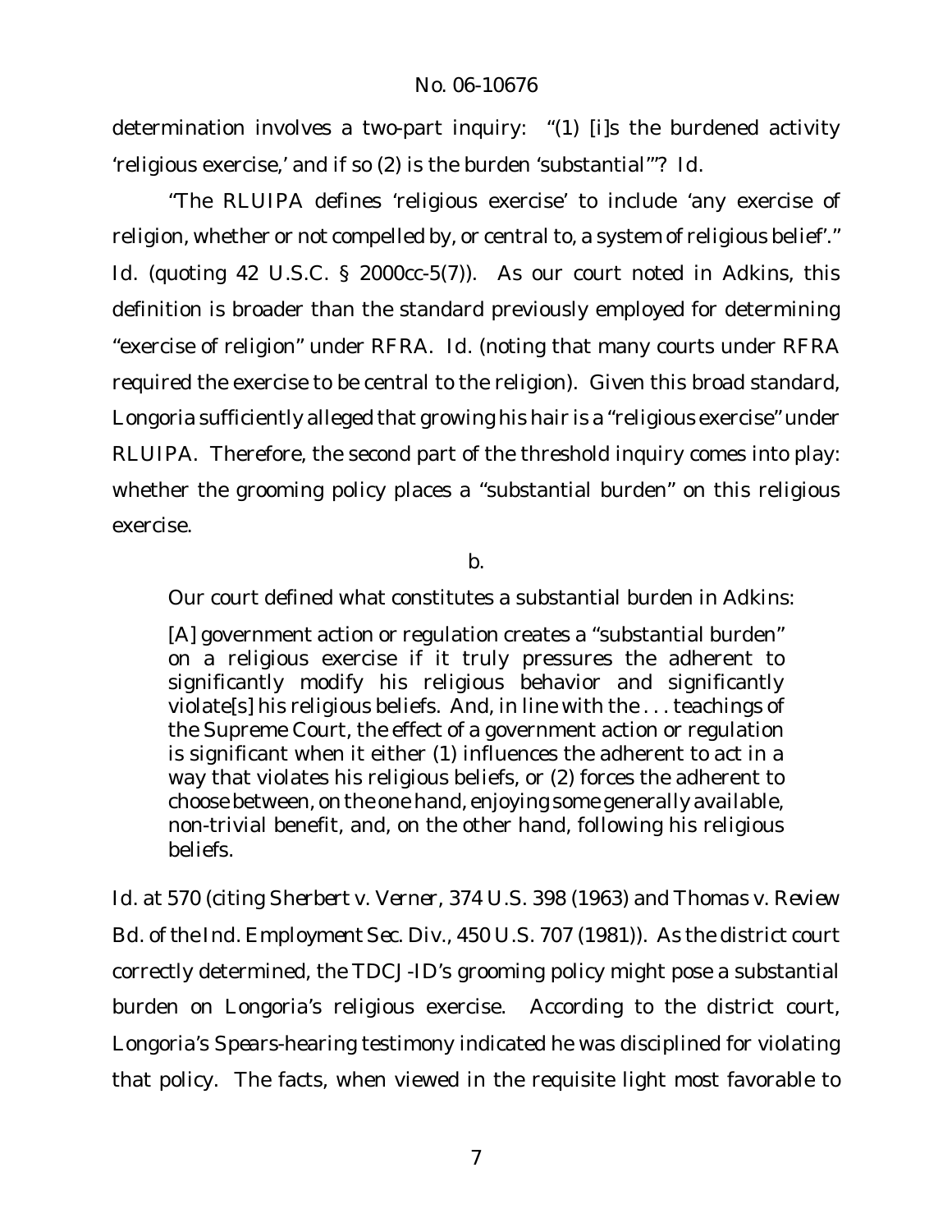determination involves a two-part inquiry: "(1) [i]s the burdened activity 'religious exercise,' and if so (2) is the burden 'substantial'"? *Id.*

"The RLUIPA defines 'religious exercise' to include 'any exercise of religion, whether or not compelled by, or central to, a system of religious belief'." *Id.* (quoting 42 U.S.C. § 2000cc-5(7)). As our court noted in *Adkins*, this definition is broader than the standard previously employed for determining "exercise of religion" under RFRA. *Id.* (noting that many courts under RFRA required the exercise to be central to the religion). Given this broad standard, Longoria sufficiently alleged that growing his hair is a "religious exercise" under RLUIPA. Therefore, the second part of the threshold inquiry comes into play: whether the grooming policy places a "substantial burden" on this religious exercise.

b.

Our court defined what constitutes a substantial burden in *Adkins*:

> [A] government action or regulation creates a "substantial burden" on a religious exercise if it truly pressures the adherent to significantly modify his religious behavior and significantly violate[s] his religious beliefs. And, in line with the . . . teachings of the Supreme Court, the effect of a government action or regulation is significant when it either (1) influences the adherent to act in a way that violates his religious beliefs, or (2) forces the adherent to choose between, on the one hand, enjoying some generally available, non-trivial benefit, and, on the other hand, following his religious beliefs.

*Id.* at 570 (citing *Sherbert v. Verner*, 374 U.S. 398 (1963) and *Thomas v. Review Bd. of the Ind. Employment Sec. Div.*, 450 U.S. 707 (1981)). As the district court correctly determined, the TDCJ-ID's grooming policy might pose a substantial burden on Longoria's religious exercise. According to the district court, Longoria's *Spears*-hearing testimony indicated he was disciplined for violating that policy. The facts, when viewed in the requisite light most favorable to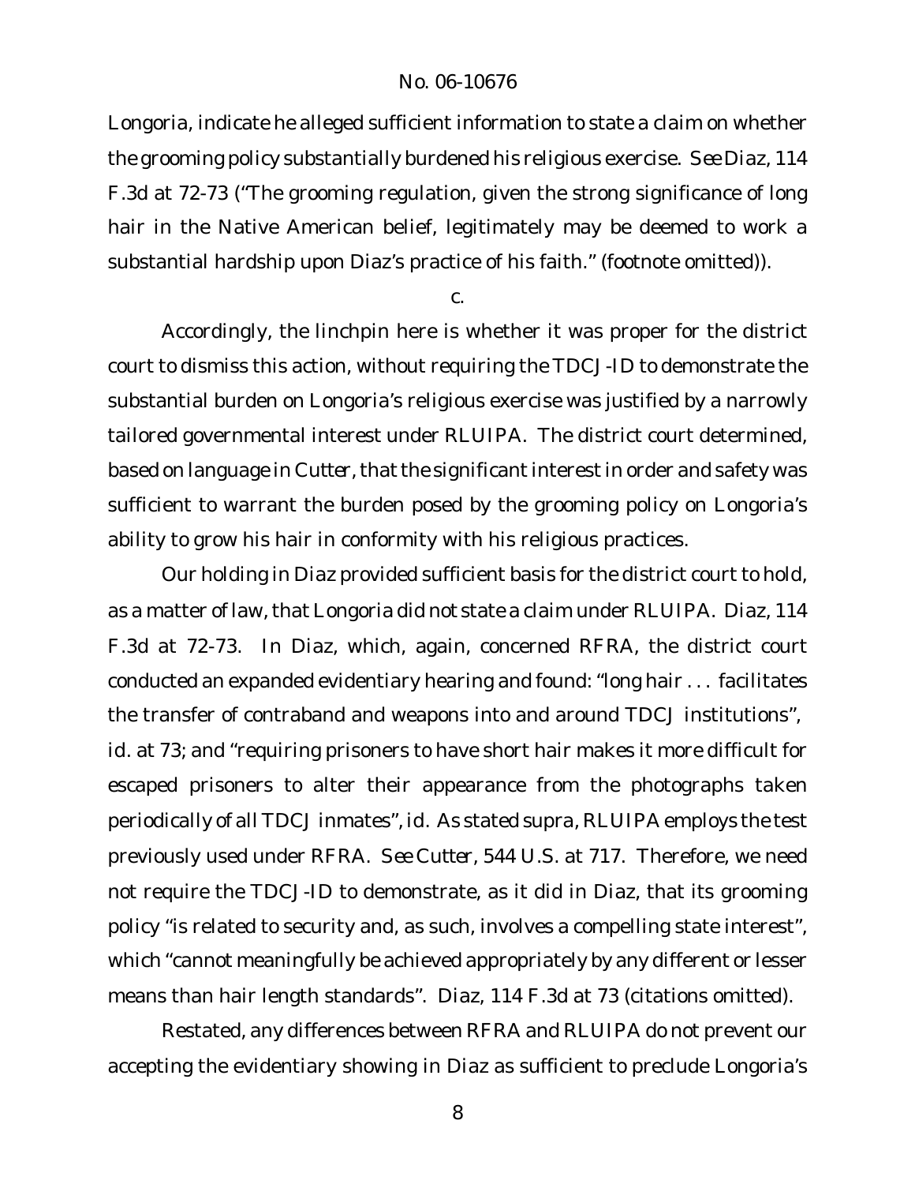Longoria, indicate he alleged sufficient information to state a claim on whether the grooming policy substantially burdened his religious exercise. *See Diaz*, 114 F.3d at 72-73 ("The grooming regulation, given the strong significance of long hair in the Native American belief, legitimately may be deemed to work a substantial hardship upon Diaz's practice of his faith." (footnote omitted)).

c.

Accordingly, the linchpin here is whether it was proper for the district court to dismiss this action, without requiring the TDCJ-ID to demonstrate the substantial burden on Longoria's religious exercise was justified by a narrowly tailored governmental interest under RLUIPA. The district court determined, based on language in *Cutter*, that the significant interest in order and safety was sufficient to warrant the burden posed by the grooming policy on Longoria's ability to grow his hair in conformity with his religious practices.

Our holding in *Diaz* provided sufficient basis for the district court to hold, as a matter of law, that Longoria did not state a claim under RLUIPA. *Diaz*, 114 F.3d at 72-73. In *Diaz*, which, again, concerned RFRA, the district court conducted an expanded evidentiary hearing and found: "long hair . . . facilitates the transfer of contraband and weapons into and around TDCJ institutions", *id.* at 73; and "requiring prisoners to have short hair makes it more difficult for escaped prisoners to alter their appearance from the photographs taken periodically of all TDCJ inmates", *id.* As stated *supra*, RLUIPA employs the test previously used under RFRA. *See Cutter*, 544 U.S. at 717. Therefore, we need not require the TDCJ-ID to demonstrate, as it did in *Diaz*, that its grooming policy "is related to security and, as such, involves a compelling state interest", which "cannot meaningfully be achieved appropriately by any different or lesser means than hair length standards". *Diaz*, 114 F.3d at 73 (citations omitted).

Restated, any differences between RFRA and RLUIPA do not prevent our accepting the evidentiary showing in *Diaz* as sufficient to preclude Longoria's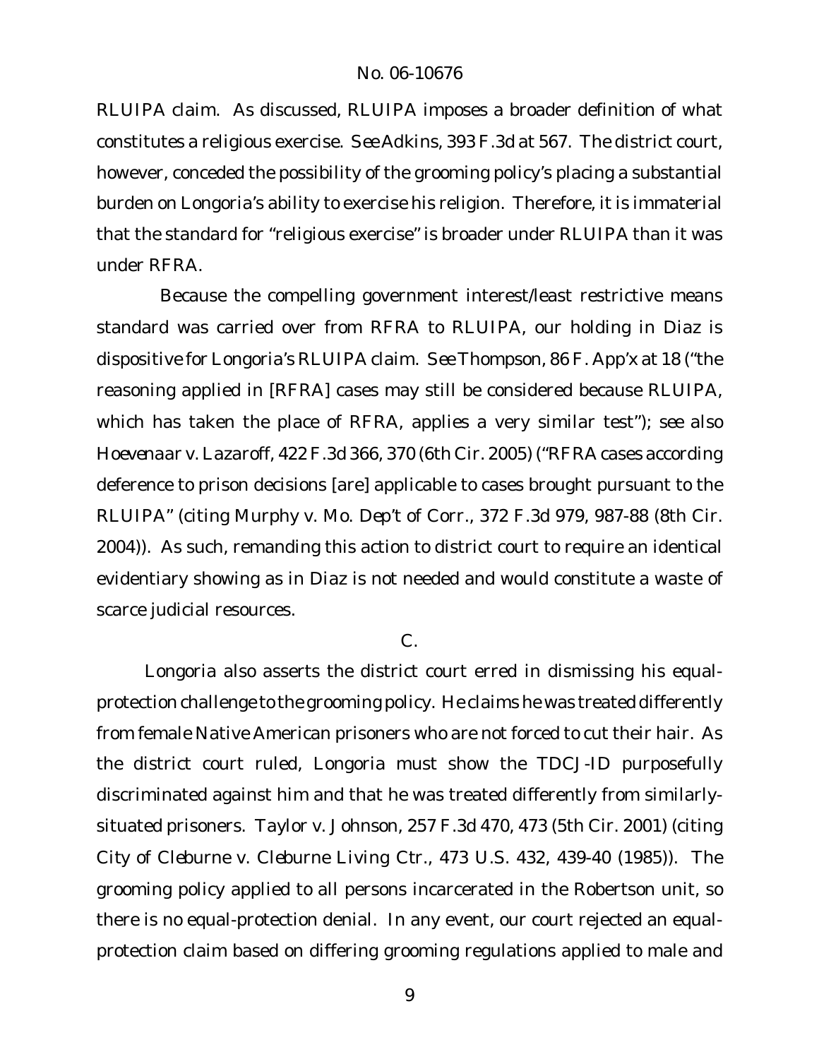RLUIPA claim. As discussed, RLUIPA imposes a broader definition of what constitutes a religious exercise. *See Adkins*, 393 F.3d at 567. The district court, however, conceded the possibility of the grooming policy's placing a substantial burden on Longoria's ability to exercise his religion. Therefore, it is immaterial that the standard for "religious exercise" is broader under RLUIPA than it was under RFRA.

Because the compelling government interest/least restrictive means standard was carried over from RFRA to RLUIPA, our holding in *Diaz* is dispositive for Longoria's RLUIPA claim. *See Thompson*, 86 F. App'x at 18 ("the reasoning applied in [RFRA] cases may still be considered because RLUIPA, which has taken the place of RFRA, applies a very similar test"); *see also Hoevenaar v. Lazaroff*, 422 F.3d 366, 370 (6th Cir. 2005) ("RFRA cases according deference to prison decisions [are] applicable to cases brought pursuant to the RLUIPA" (citing *Murphy v. Mo. Dep't of Corr.*, 372 F.3d 979, 987-88 (8th Cir. 2004)). As such, remanding this action to district court to require an identical evidentiary showing as in *Diaz* is not needed and would constitute a waste of scarce judicial resources.

C.

Longoria also asserts the district court erred in dismissing his equal-protection challenge to the grooming policy. He claims he was treated differently from female Native American prisoners who are not forced to cut their hair. As the district court ruled, Longoria must show the TDCJ-ID purposefully discriminated against him and that he was treated differently from similarly-situated prisoners. *Taylor v. Johnson*, 257 F.3d 470, 473 (5th Cir. 2001) (citing *City of Cleburne v. Cleburne Living Ctr.*, 473 U.S. 432, 439-40 (1985)). The grooming policy applied to all persons incarcerated in the Robertson unit, so there is no equal-protection denial. In any event, our court rejected an equal-protection claim based on differing grooming regulations applied to male and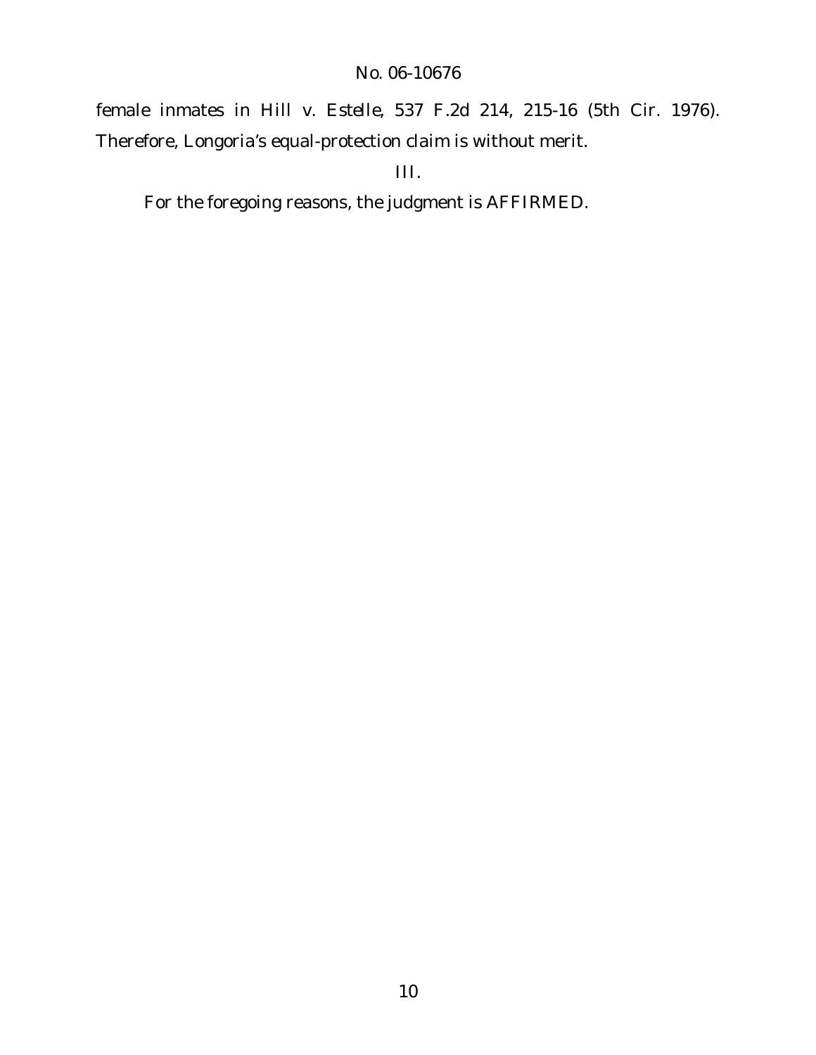female inmates in *Hill v. Estelle*, 537 F.2d 214, 215-16 (5th Cir. 1976). Therefore, Longoria's equal-protection claim is without merit.

III.

For the foregoing reasons, the judgment is AFFIRMED.